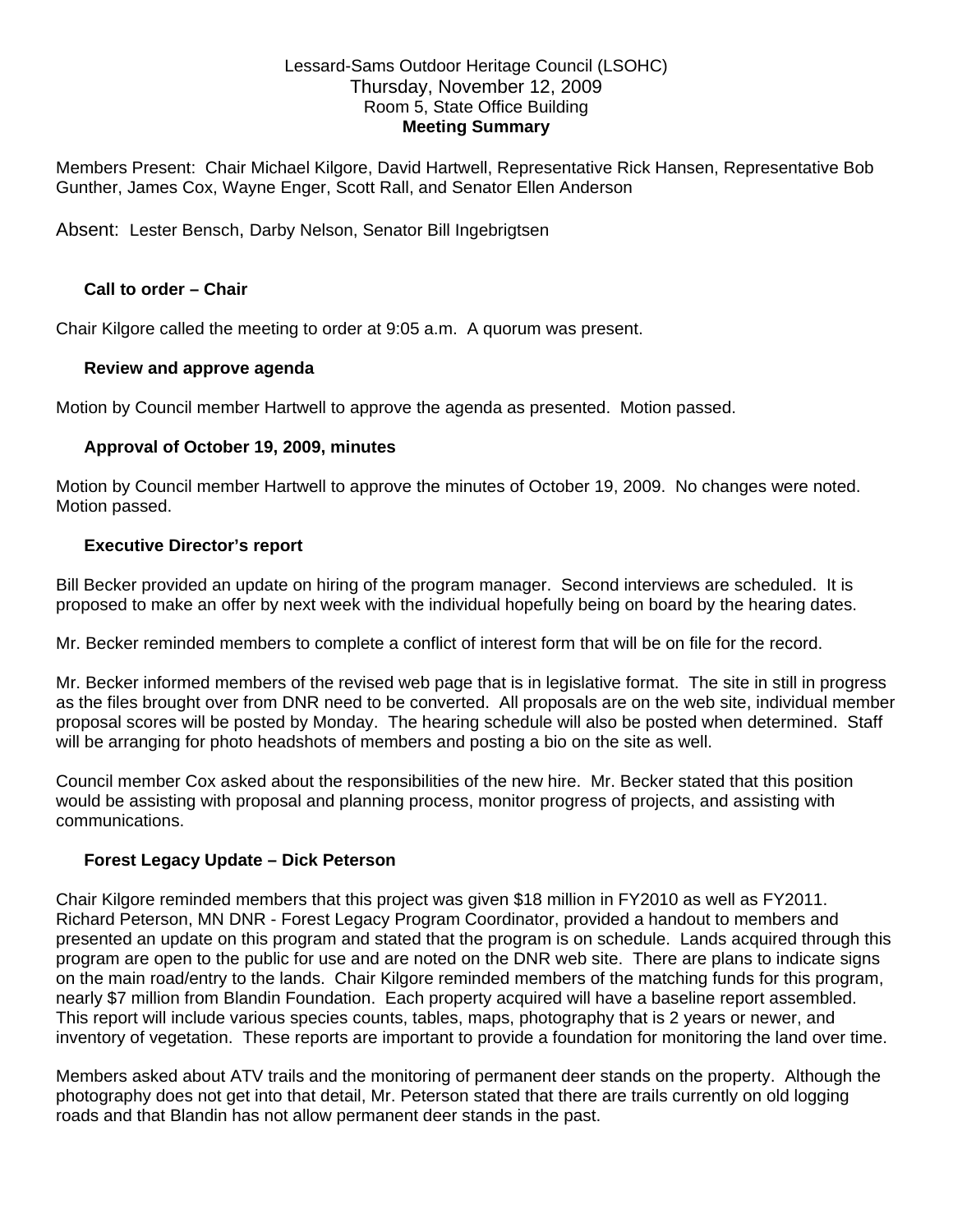# Lessard-Sams Outdoor Heritage Council (LSOHC)
Thursday, November 12, 2009
Room 5, State Office Building
**Meeting Summary**

Members Present: Chair Michael Kilgore, David Hartwell, Representative Rick Hansen, Representative Bob Gunther, James Cox, Wayne Enger, Scott Rall, and Senator Ellen Anderson

Absent: Lester Bensch, Darby Nelson, Senator Bill Ingebrigtsen

### Call to order – Chair

Chair Kilgore called the meeting to order at 9:05 a.m. A quorum was present.

### Review and approve agenda

Motion by Council member Hartwell to approve the agenda as presented. Motion passed.

### Approval of October 19, 2009, minutes

Motion by Council member Hartwell to approve the minutes of October 19, 2009. No changes were noted. Motion passed.

### Executive Director's report

Bill Becker provided an update on hiring of the program manager. Second interviews are scheduled. It is proposed to make an offer by next week with the individual hopefully being on board by the hearing dates.

Mr. Becker reminded members to complete a conflict of interest form that will be on file for the record.

Mr. Becker informed members of the revised web page that is in legislative format. The site in still in progress as the files brought over from DNR need to be converted. All proposals are on the web site, individual member proposal scores will be posted by Monday. The hearing schedule will also be posted when determined. Staff will be arranging for photo headshots of members and posting a bio on the site as well.

Council member Cox asked about the responsibilities of the new hire. Mr. Becker stated that this position would be assisting with proposal and planning process, monitor progress of projects, and assisting with communications.

### Forest Legacy Update – Dick Peterson

Chair Kilgore reminded members that this project was given $18 million in FY2010 as well as FY2011. Richard Peterson, MN DNR - Forest Legacy Program Coordinator, provided a handout to members and presented an update on this program and stated that the program is on schedule. Lands acquired through this program are open to the public for use and are noted on the DNR web site. There are plans to indicate signs on the main road/entry to the lands. Chair Kilgore reminded members of the matching funds for this program, nearly $7 million from Blandin Foundation. Each property acquired will have a baseline report assembled. This report will include various species counts, tables, maps, photography that is 2 years or newer, and inventory of vegetation. These reports are important to provide a foundation for monitoring the land over time.

Members asked about ATV trails and the monitoring of permanent deer stands on the property. Although the photography does not get into that detail, Mr. Peterson stated that there are trails currently on old logging roads and that Blandin has not allow permanent deer stands in the past.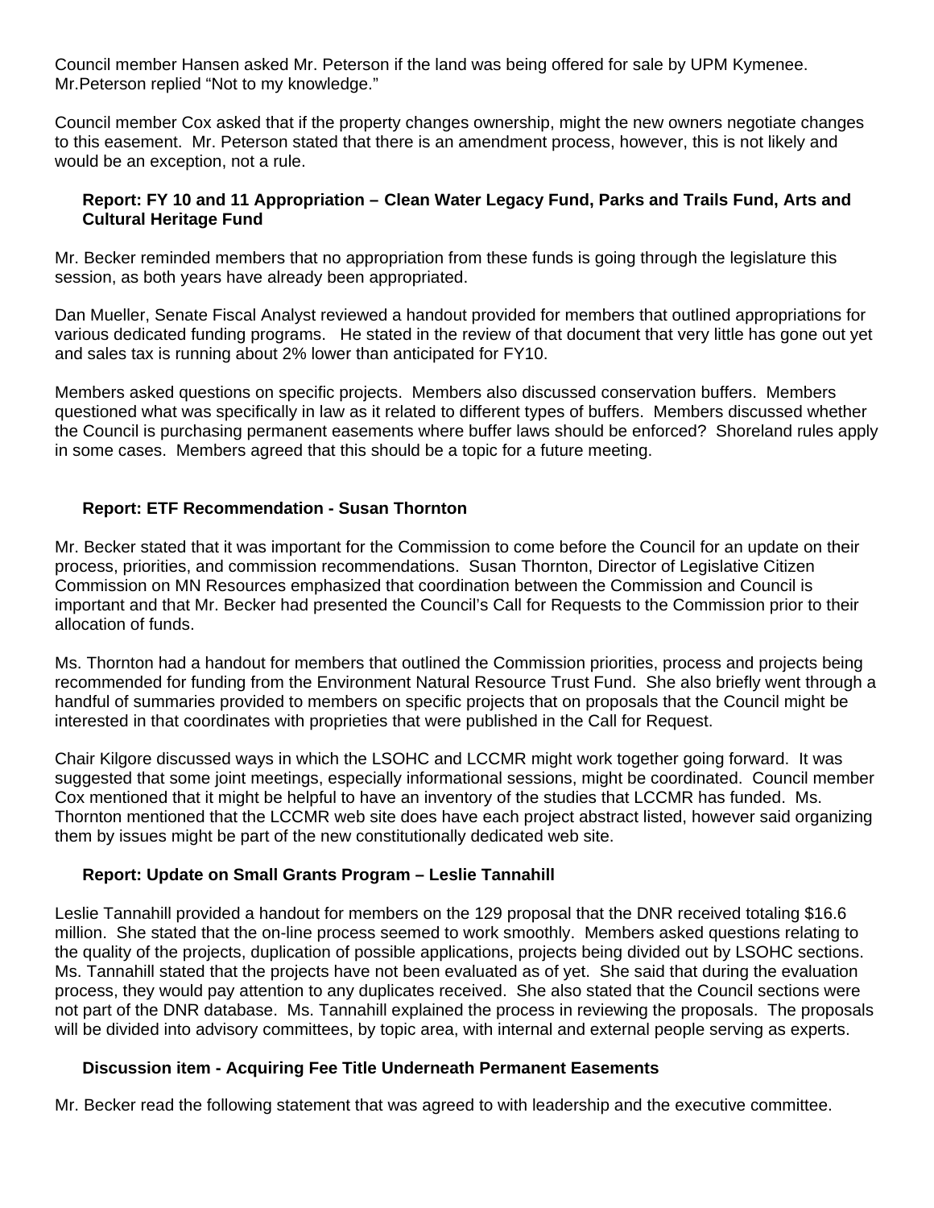Council member Hansen asked Mr. Peterson if the land was being offered for sale by UPM Kymenee. Mr.Peterson replied "Not to my knowledge."

Council member Cox asked that if the property changes ownership, might the new owners negotiate changes to this easement. Mr. Peterson stated that there is an amendment process, however, this is not likely and would be an exception, not a rule.

**Report: FY 10 and 11 Appropriation – Clean Water Legacy Fund, Parks and Trails Fund, Arts and Cultural Heritage Fund**

Mr. Becker reminded members that no appropriation from these funds is going through the legislature this session, as both years have already been appropriated.

Dan Mueller, Senate Fiscal Analyst reviewed a handout provided for members that outlined appropriations for various dedicated funding programs. He stated in the review of that document that very little has gone out yet and sales tax is running about 2% lower than anticipated for FY10.

Members asked questions on specific projects. Members also discussed conservation buffers. Members questioned what was specifically in law as it related to different types of buffers. Members discussed whether the Council is purchasing permanent easements where buffer laws should be enforced? Shoreland rules apply in some cases. Members agreed that this should be a topic for a future meeting.

**Report: ETF Recommendation - Susan Thornton**

Mr. Becker stated that it was important for the Commission to come before the Council for an update on their process, priorities, and commission recommendations. Susan Thornton, Director of Legislative Citizen Commission on MN Resources emphasized that coordination between the Commission and Council is important and that Mr. Becker had presented the Council's Call for Requests to the Commission prior to their allocation of funds.

Ms. Thornton had a handout for members that outlined the Commission priorities, process and projects being recommended for funding from the Environment Natural Resource Trust Fund. She also briefly went through a handful of summaries provided to members on specific projects that on proposals that the Council might be interested in that coordinates with proprieties that were published in the Call for Request.

Chair Kilgore discussed ways in which the LSOHC and LCCMR might work together going forward. It was suggested that some joint meetings, especially informational sessions, might be coordinated. Council member Cox mentioned that it might be helpful to have an inventory of the studies that LCCMR has funded. Ms. Thornton mentioned that the LCCMR web site does have each project abstract listed, however said organizing them by issues might be part of the new constitutionally dedicated web site.

**Report: Update on Small Grants Program – Leslie Tannahill**

Leslie Tannahill provided a handout for members on the 129 proposal that the DNR received totaling $16.6 million. She stated that the on-line process seemed to work smoothly. Members asked questions relating to the quality of the projects, duplication of possible applications, projects being divided out by LSOHC sections. Ms. Tannahill stated that the projects have not been evaluated as of yet. She said that during the evaluation process, they would pay attention to any duplicates received. She also stated that the Council sections were not part of the DNR database. Ms. Tannahill explained the process in reviewing the proposals. The proposals will be divided into advisory committees, by topic area, with internal and external people serving as experts.

**Discussion item - Acquiring Fee Title Underneath Permanent Easements**

Mr. Becker read the following statement that was agreed to with leadership and the executive committee.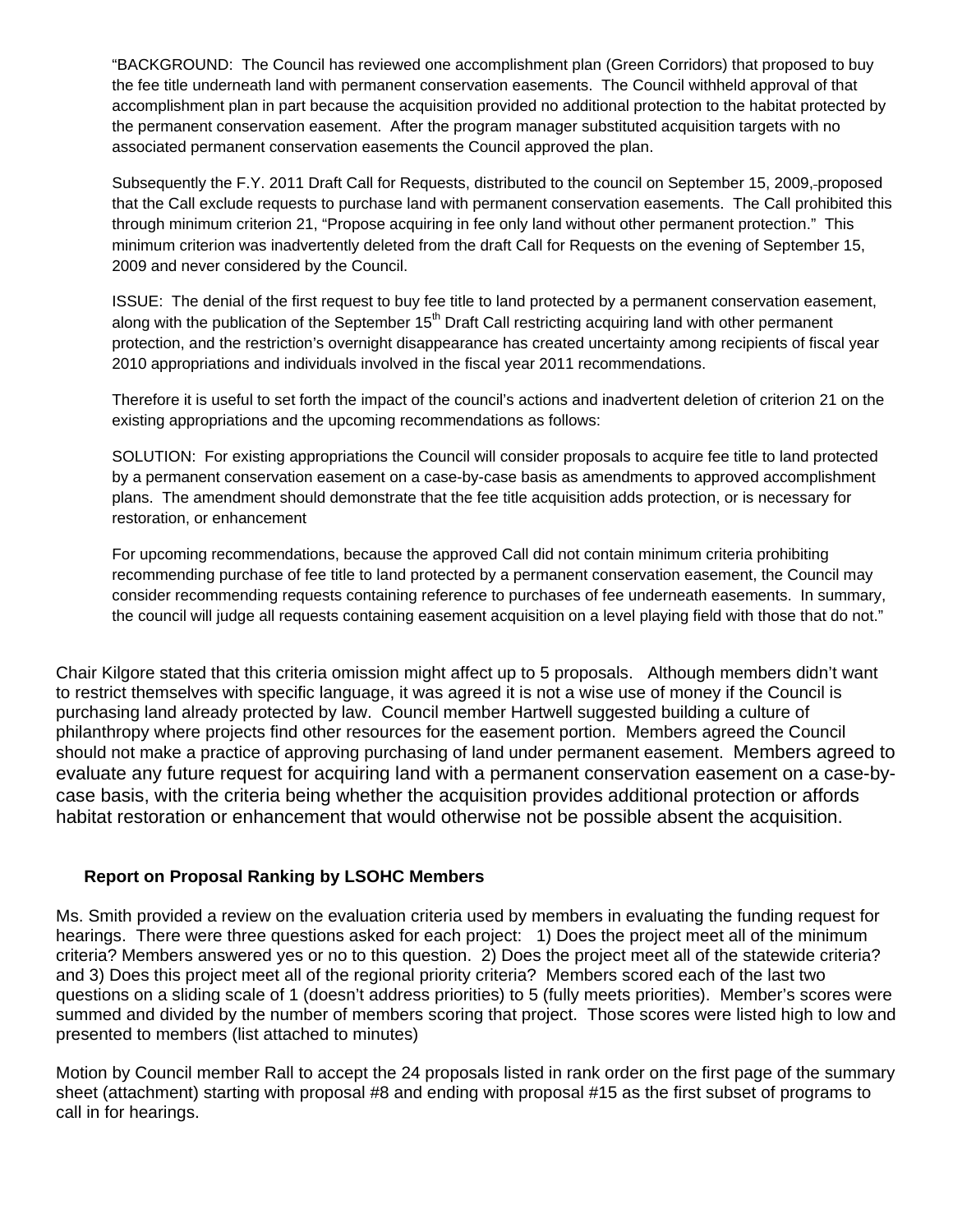"BACKGROUND: The Council has reviewed one accomplishment plan (Green Corridors) that proposed to buy the fee title underneath land with permanent conservation easements. The Council withheld approval of that accomplishment plan in part because the acquisition provided no additional protection to the habitat protected by the permanent conservation easement. After the program manager substituted acquisition targets with no associated permanent conservation easements the Council approved the plan.

Subsequently the F.Y. 2011 Draft Call for Requests, distributed to the council on September 15, 2009, proposed that the Call exclude requests to purchase land with permanent conservation easements. The Call prohibited this through minimum criterion 21, "Propose acquiring in fee only land without other permanent protection." This minimum criterion was inadvertently deleted from the draft Call for Requests on the evening of September 15, 2009 and never considered by the Council.

ISSUE: The denial of the first request to buy fee title to land protected by a permanent conservation easement, along with the publication of the September 15th Draft Call restricting acquiring land with other permanent protection, and the restriction's overnight disappearance has created uncertainty among recipients of fiscal year 2010 appropriations and individuals involved in the fiscal year 2011 recommendations.

Therefore it is useful to set forth the impact of the council's actions and inadvertent deletion of criterion 21 on the existing appropriations and the upcoming recommendations as follows:

SOLUTION: For existing appropriations the Council will consider proposals to acquire fee title to land protected by a permanent conservation easement on a case-by-case basis as amendments to approved accomplishment plans. The amendment should demonstrate that the fee title acquisition adds protection, or is necessary for restoration, or enhancement

For upcoming recommendations, because the approved Call did not contain minimum criteria prohibiting recommending purchase of fee title to land protected by a permanent conservation easement, the Council may consider recommending requests containing reference to purchases of fee underneath easements. In summary, the council will judge all requests containing easement acquisition on a level playing field with those that do not."

Chair Kilgore stated that this criteria omission might affect up to 5 proposals. Although members didn't want to restrict themselves with specific language, it was agreed it is not a wise use of money if the Council is purchasing land already protected by law. Council member Hartwell suggested building a culture of philanthropy where projects find other resources for the easement portion. Members agreed the Council should not make a practice of approving purchasing of land under permanent easement. Members agreed to evaluate any future request for acquiring land with a permanent conservation easement on a case-by-case basis, with the criteria being whether the acquisition provides additional protection or affords habitat restoration or enhancement that would otherwise not be possible absent the acquisition.

**Report on Proposal Ranking by LSOHC Members**

Ms. Smith provided a review on the evaluation criteria used by members in evaluating the funding request for hearings. There were three questions asked for each project: 1) Does the project meet all of the minimum criteria? Members answered yes or no to this question. 2) Does the project meet all of the statewide criteria? and 3) Does this project meet all of the regional priority criteria? Members scored each of the last two questions on a sliding scale of 1 (doesn't address priorities) to 5 (fully meets priorities). Member's scores were summed and divided by the number of members scoring that project. Those scores were listed high to low and presented to members (list attached to minutes)

Motion by Council member Rall to accept the 24 proposals listed in rank order on the first page of the summary sheet (attachment) starting with proposal #8 and ending with proposal #15 as the first subset of programs to call in for hearings.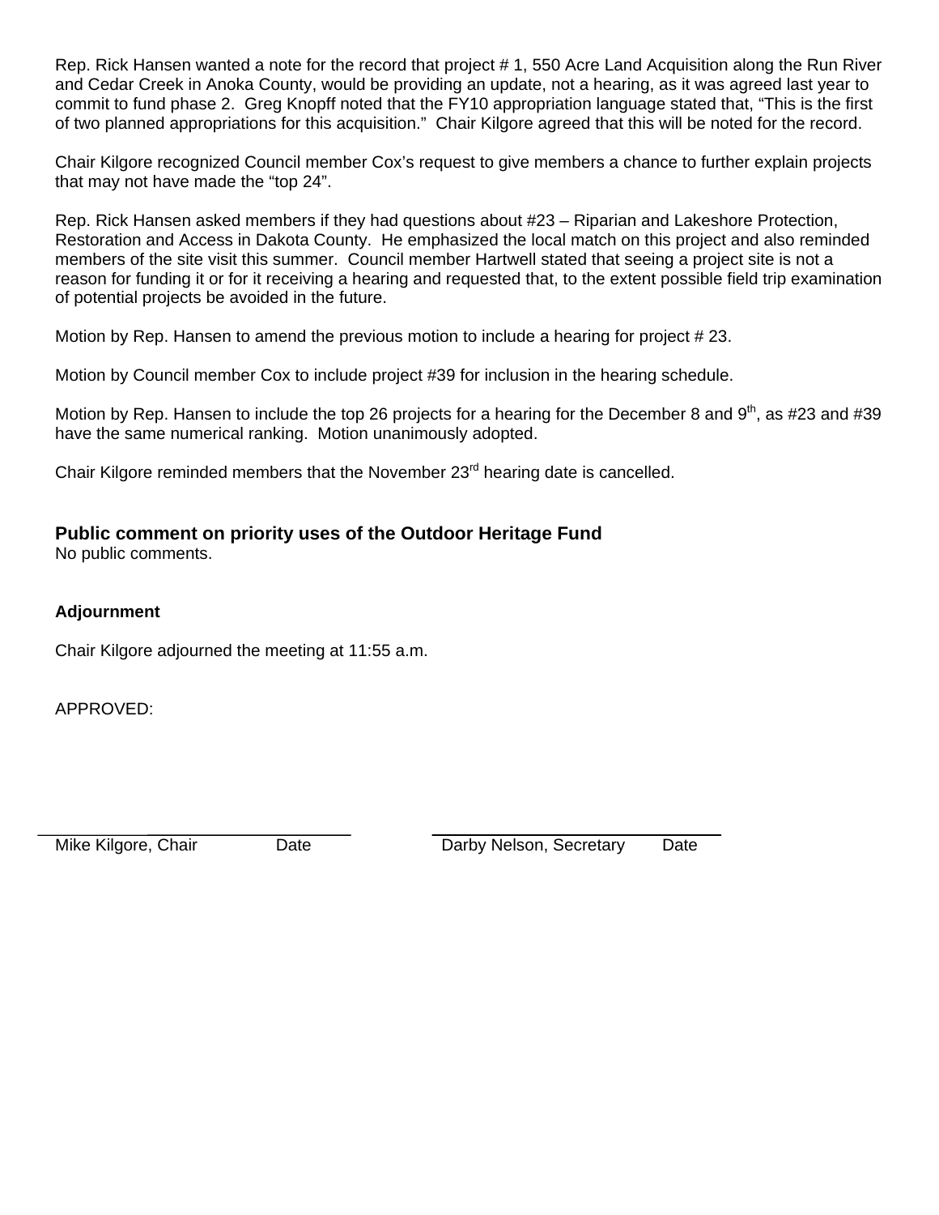Rep. Rick Hansen wanted a note for the record that project # 1, 550 Acre Land Acquisition along the Run River and Cedar Creek in Anoka County, would be providing an update, not a hearing, as it was agreed last year to commit to fund phase 2. Greg Knopff noted that the FY10 appropriation language stated that, "This is the first of two planned appropriations for this acquisition." Chair Kilgore agreed that this will be noted for the record.

Chair Kilgore recognized Council member Cox's request to give members a chance to further explain projects that may not have made the "top 24".

Rep. Rick Hansen asked members if they had questions about #23 – Riparian and Lakeshore Protection, Restoration and Access in Dakota County. He emphasized the local match on this project and also reminded members of the site visit this summer. Council member Hartwell stated that seeing a project site is not a reason for funding it or for it receiving a hearing and requested that, to the extent possible field trip examination of potential projects be avoided in the future.

Motion by Rep. Hansen to amend the previous motion to include a hearing for project # 23.

Motion by Council member Cox to include project #39 for inclusion in the hearing schedule.

Motion by Rep. Hansen to include the top 26 projects for a hearing for the December 8 and 9th, as #23 and #39 have the same numerical ranking. Motion unanimously adopted.

Chair Kilgore reminded members that the November 23rd hearing date is cancelled.

### Public comment on priority uses of the Outdoor Heritage Fund

No public comments.

### Adjournment

Chair Kilgore adjourned the meeting at 11:55 a.m.

APPROVED:

| | | | |
|---|---|---|---|
| Mike Kilgore, Chair | Date | Darby Nelson, Secretary | Date |